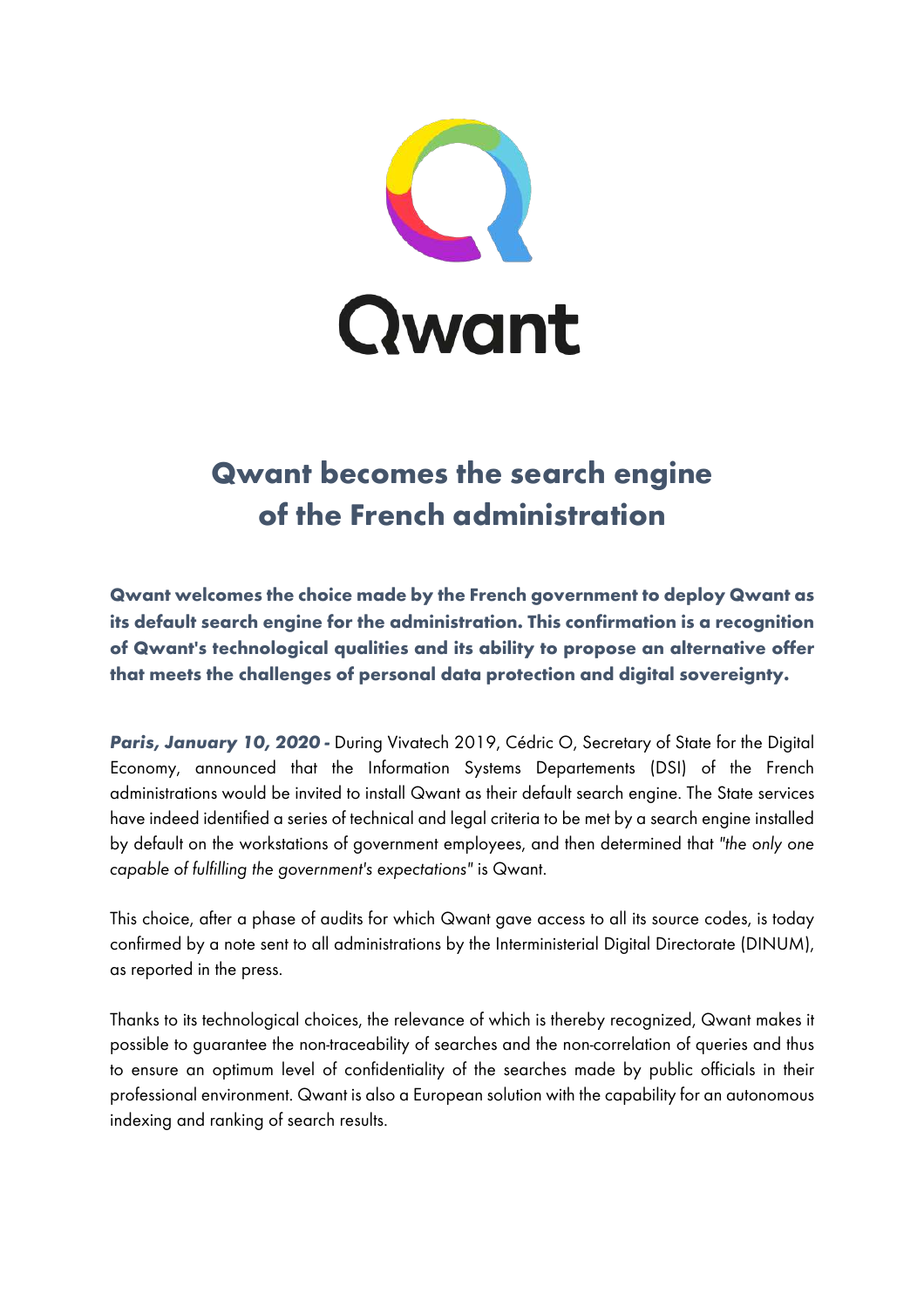Qwant

# Qwant becomes the search engine of the French administration

**Qwant welcomes the choice made by the French government to deploy Qwant as its default search engine for the administration. This confirmation is a recognition of Qwant's technological qualities and its ability to propose an alternative offer that meets the challenges of personal data protection and digital sovereignty.**

***Paris, January 10, 2020*** **-** During Vivatech 2019, Cédric O, Secretary of State for the Digital Economy, announced that the Information Systems Departements (DSI) of the French administrations would be invited to install Qwant as their default search engine. The State services have indeed identified a series of technical and legal criteria to be met by a search engine installed by default on the workstations of government employees, and then determined that *"the only one capable of fulfilling the government's expectations"* is Qwant.

This choice, after a phase of audits for which Qwant gave access to all its source codes, is today confirmed by a note sent to all administrations by the Interministerial Digital Directorate (DINUM), as reported in the press.

Thanks to its technological choices, the relevance of which is thereby recognized, Qwant makes it possible to guarantee the non-traceability of searches and the non-correlation of queries and thus to ensure an optimum level of confidentiality of the searches made by public officials in their professional environment. Qwant is also a European solution with the capability for an autonomous indexing and ranking of search results.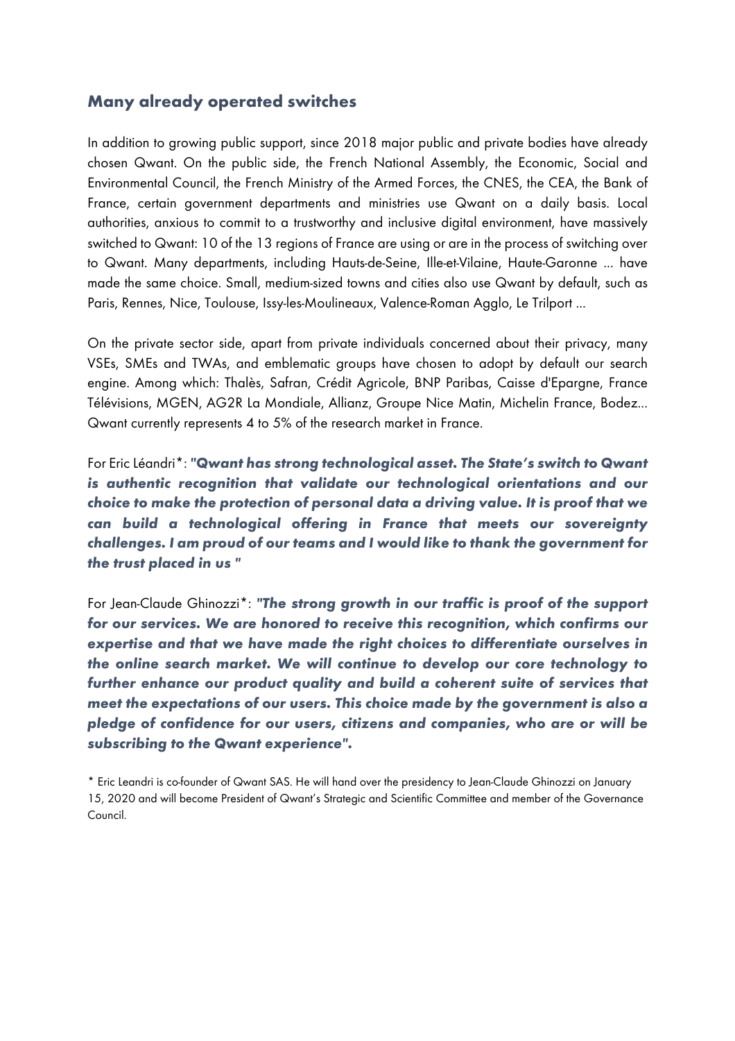## Many already operated switches

In addition to growing public support, since 2018 major public and private bodies have already chosen Qwant. On the public side, the French National Assembly, the Economic, Social and Environmental Council, the French Ministry of the Armed Forces, the CNES, the CEA, the Bank of France, certain government departments and ministries use Qwant on a daily basis. Local authorities, anxious to commit to a trustworthy and inclusive digital environment, have massively switched to Qwant: 10 of the 13 regions of France are using or are in the process of switching over to Qwant. Many departments, including Hauts-de-Seine, Ille-et-Vilaine, Haute-Garonne ... have made the same choice. Small, medium-sized towns and cities also use Qwant by default, such as Paris, Rennes, Nice, Toulouse, Issy-les-Moulineaux, Valence-Roman Agglo, Le Trilport ...

On the private sector side, apart from private individuals concerned about their privacy, many VSEs, SMEs and TWAs, and emblematic groups have chosen to adopt by default our search engine. Among which: Thalès, Safran, Crédit Agricole, BNP Paribas, Caisse d'Epargne, France Télévisions, MGEN, AG2R La Mondiale, Allianz, Groupe Nice Matin, Michelin France, Bodez... Qwant currently represents 4 to 5% of the research market in France.

For Eric Léandri*: ***"Qwant has strong technological asset. The State's switch to Qwant is authentic recognition that validate our technological orientations and our choice to make the protection of personal data a driving value. It is proof that we can build a technological offering in France that meets our sovereignty challenges. I am proud of our teams and I would like to thank the government for the trust placed in us "***

For Jean-Claude Ghinozzi*: ***"The strong growth in our traffic is proof of the support for our services. We are honored to receive this recognition, which confirms our expertise and that we have made the right choices to differentiate ourselves in the online search market. We will continue to develop our core technology to further enhance our product quality and build a coherent suite of services that meet the expectations of our users. This choice made by the government is also a pledge of confidence for our users, citizens and companies, who are or will be subscribing to the Qwant experience".***

* Eric Leandri is co-founder of Qwant SAS. He will hand over the presidency to Jean-Claude Ghinozzi on January 15, 2020 and will become President of Qwant's Strategic and Scientific Committee and member of the Governance Council.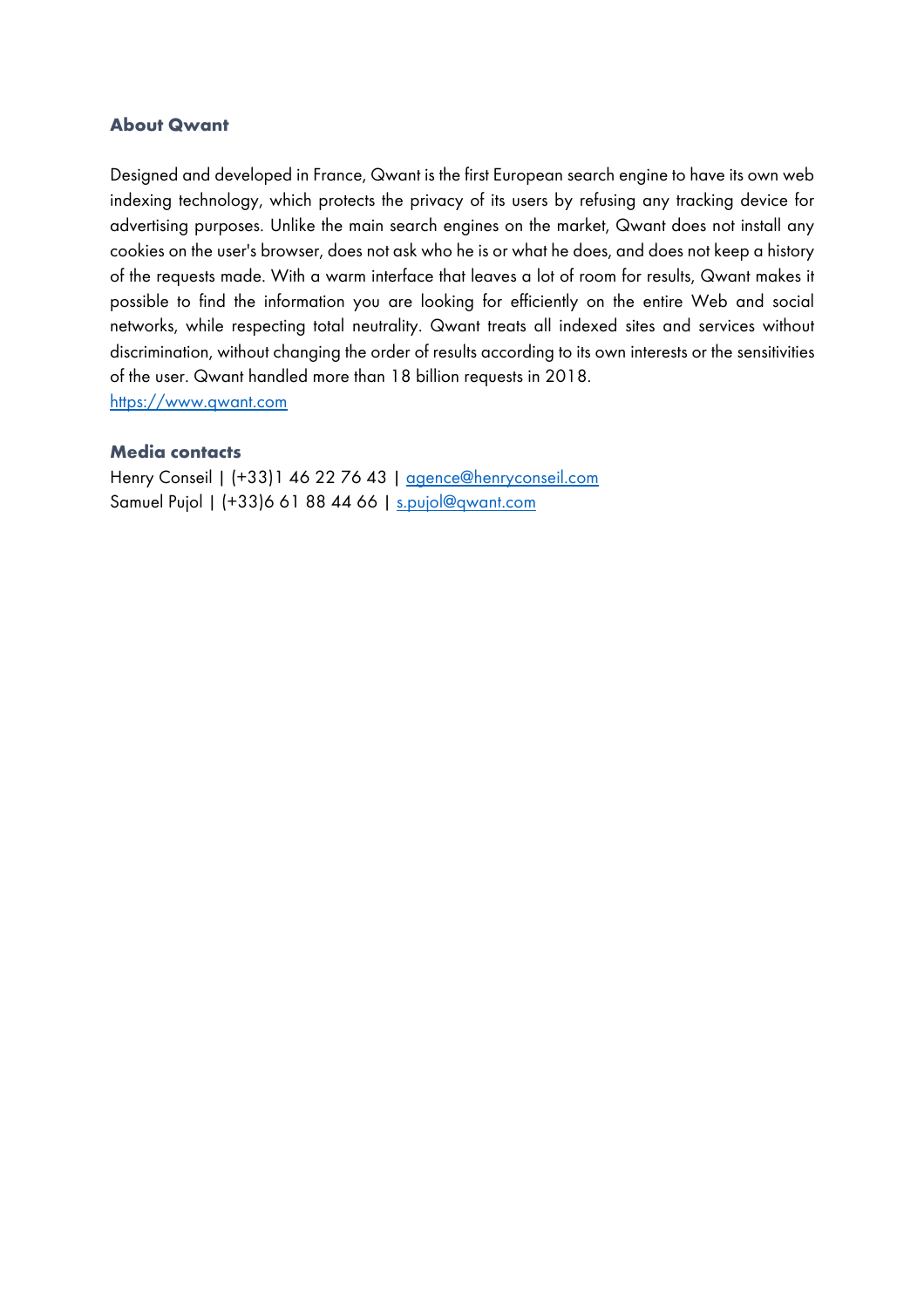## About Qwant

Designed and developed in France, Qwant is the first European search engine to have its own web indexing technology, which protects the privacy of its users by refusing any tracking device for advertising purposes. Unlike the main search engines on the market, Qwant does not install any cookies on the user's browser, does not ask who he is or what he does, and does not keep a history of the requests made. With a warm interface that leaves a lot of room for results, Qwant makes it possible to find the information you are looking for efficiently on the entire Web and social networks, while respecting total neutrality. Qwant treats all indexed sites and services without discrimination, without changing the order of results according to its own interests or the sensitivities of the user. Qwant handled more than 18 billion requests in 2018.
https://www.qwant.com

## Media contacts

Henry Conseil | (+33)1 46 22 76 43 | agence@henryconseil.com
Samuel Pujol | (+33)6 61 88 44 66 | s.pujol@qwant.com